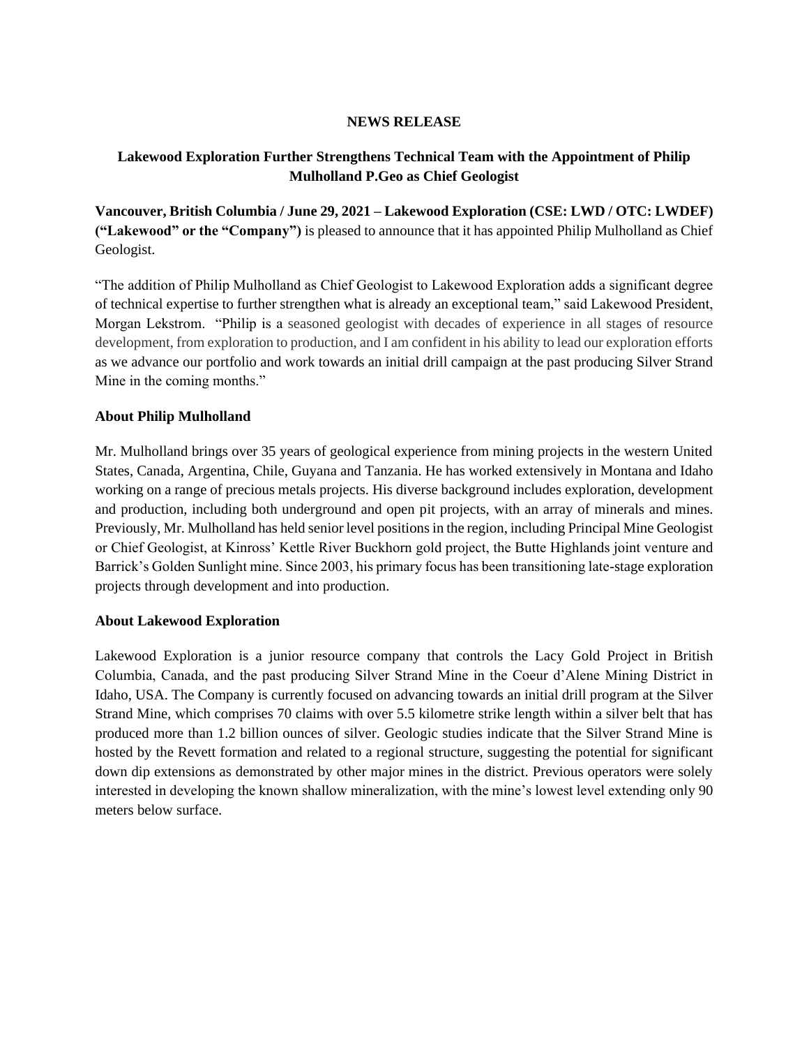**NEWS RELEASE**

## Lakewood Exploration Further Strengthens Technical Team with the Appointment of Philip Mulholland P.Geo as Chief Geologist

**Vancouver, British Columbia / June 29, 2021 – Lakewood Exploration (CSE: LWD / OTC: LWDEF) ("Lakewood" or the "Company")** is pleased to announce that it has appointed Philip Mulholland as Chief Geologist.

"The addition of Philip Mulholland as Chief Geologist to Lakewood Exploration adds a significant degree of technical expertise to further strengthen what is already an exceptional team," said Lakewood President, Morgan Lekstrom. "Philip is a seasoned geologist with decades of experience in all stages of resource development, from exploration to production, and I am confident in his ability to lead our exploration efforts as we advance our portfolio and work towards an initial drill campaign at the past producing Silver Strand Mine in the coming months."

### About Philip Mulholland

Mr. Mulholland brings over 35 years of geological experience from mining projects in the western United States, Canada, Argentina, Chile, Guyana and Tanzania. He has worked extensively in Montana and Idaho working on a range of precious metals projects. His diverse background includes exploration, development and production, including both underground and open pit projects, with an array of minerals and mines. Previously, Mr. Mulholland has held senior level positions in the region, including Principal Mine Geologist or Chief Geologist, at Kinross' Kettle River Buckhorn gold project, the Butte Highlands joint venture and Barrick's Golden Sunlight mine. Since 2003, his primary focus has been transitioning late-stage exploration projects through development and into production.

### About Lakewood Exploration

Lakewood Exploration is a junior resource company that controls the Lacy Gold Project in British Columbia, Canada, and the past producing Silver Strand Mine in the Coeur d'Alene Mining District in Idaho, USA. The Company is currently focused on advancing towards an initial drill program at the Silver Strand Mine, which comprises 70 claims with over 5.5 kilometre strike length within a silver belt that has produced more than 1.2 billion ounces of silver. Geologic studies indicate that the Silver Strand Mine is hosted by the Revett formation and related to a regional structure, suggesting the potential for significant down dip extensions as demonstrated by other major mines in the district. Previous operators were solely interested in developing the known shallow mineralization, with the mine's lowest level extending only 90 meters below surface.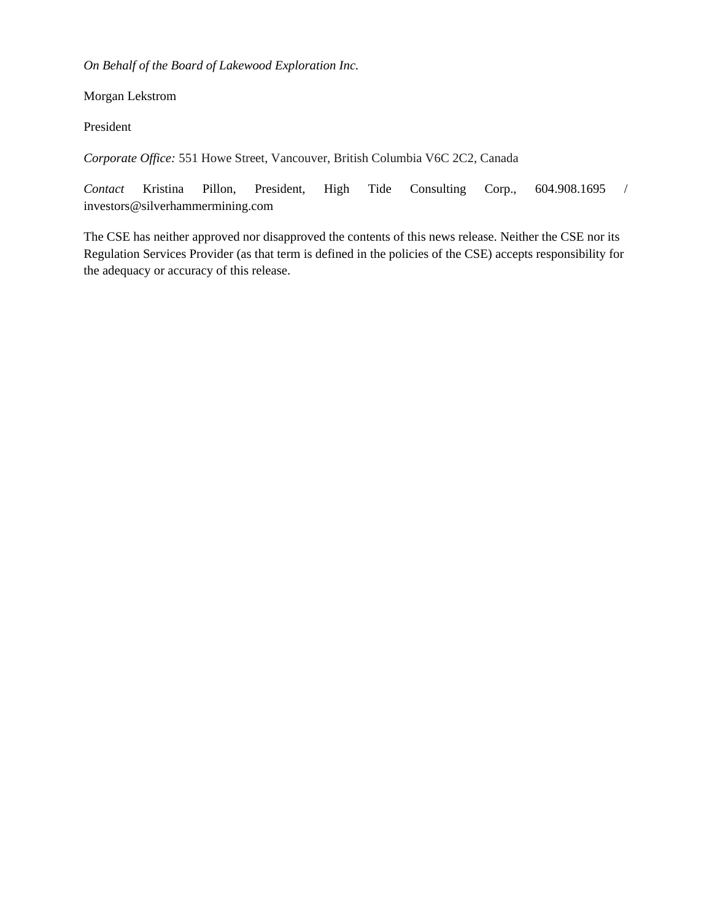*On Behalf of the Board of Lakewood Exploration Inc.*

Morgan Lekstrom

President

*Corporate Office:* 551 Howe Street, Vancouver, British Columbia V6C 2C2, Canada

*Contact* Kristina Pillon, President, High Tide Consulting Corp., 604.908.1695 / investors@silverhammermining.com

The CSE has neither approved nor disapproved the contents of this news release. Neither the CSE nor its Regulation Services Provider (as that term is defined in the policies of the CSE) accepts responsibility for the adequacy or accuracy of this release.